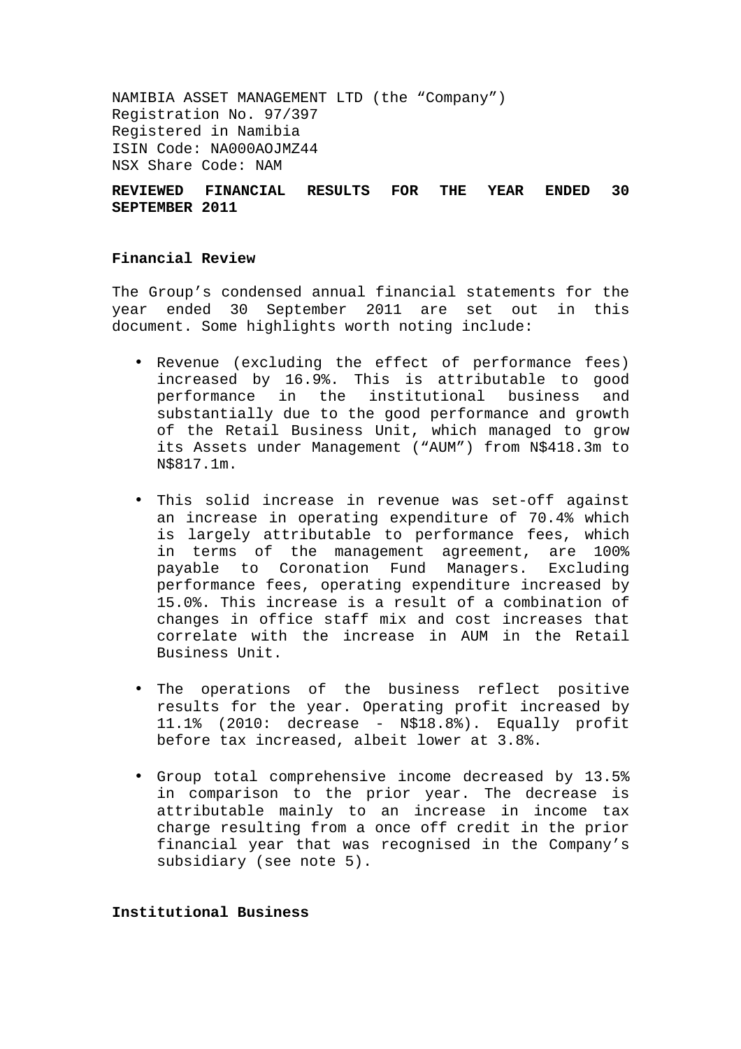NAMIBIA ASSET MANAGEMENT LTD (the "Company")
Registration No. 97/397
Registered in Namibia
ISIN Code: NA000AOJMZ44
NSX Share Code: NAM

**REVIEWED FINANCIAL RESULTS FOR THE YEAR ENDED 30 SEPTEMBER 2011**

**Financial Review**

The Group's condensed annual financial statements for the year ended 30 September 2011 are set out in this document. Some highlights worth noting include:

- Revenue (excluding the effect of performance fees) increased by 16.9%. This is attributable to good performance in the institutional business and substantially due to the good performance and growth of the Retail Business Unit, which managed to grow its Assets under Management ("AUM") from N$418.3m to N$817.1m.

- This solid increase in revenue was set-off against an increase in operating expenditure of 70.4% which is largely attributable to performance fees, which in terms of the management agreement, are 100% payable to Coronation Fund Managers. Excluding performance fees, operating expenditure increased by 15.0%. This increase is a result of a combination of changes in office staff mix and cost increases that correlate with the increase in AUM in the Retail Business Unit.

- The operations of the business reflect positive results for the year. Operating profit increased by 11.1% (2010: decrease - N$18.8%). Equally profit before tax increased, albeit lower at 3.8%.

- Group total comprehensive income decreased by 13.5% in comparison to the prior year. The decrease is attributable mainly to an increase in income tax charge resulting from a once off credit in the prior financial year that was recognised in the Company's subsidiary (see note 5).

**Institutional Business**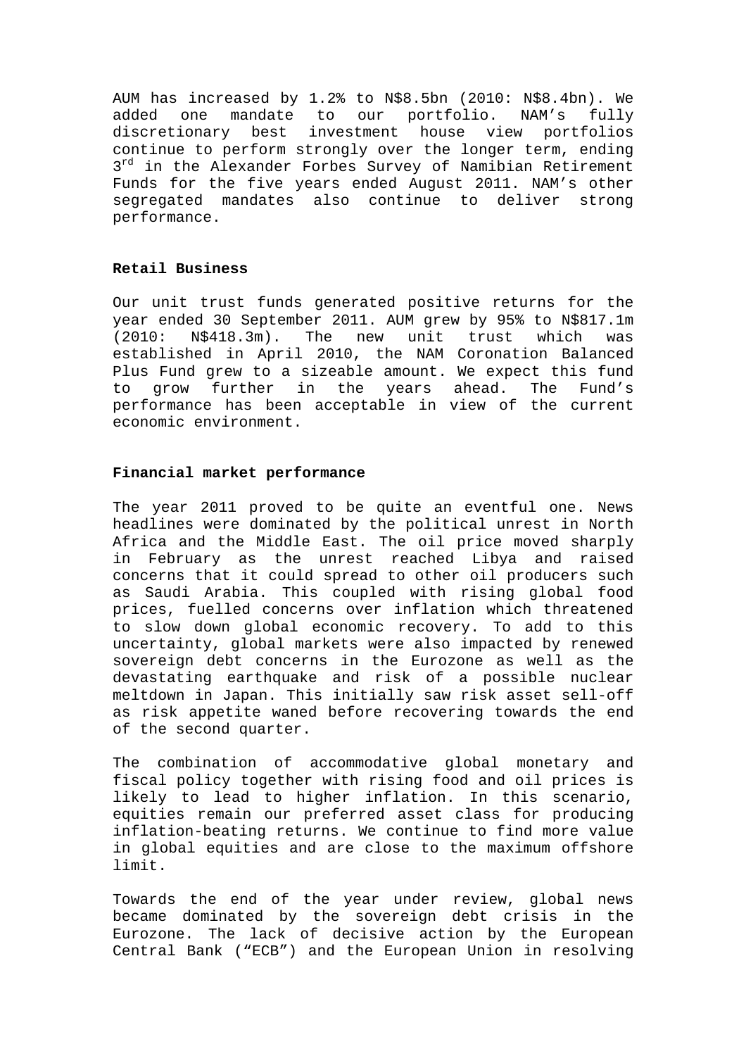AUM has increased by 1.2% to N$8.5bn (2010: N$8.4bn). We added one mandate to our portfolio. NAM's fully discretionary best investment house view portfolios continue to perform strongly over the longer term, ending 3rd in the Alexander Forbes Survey of Namibian Retirement Funds for the five years ended August 2011. NAM's other segregated mandates also continue to deliver strong performance.

**Retail Business**

Our unit trust funds generated positive returns for the year ended 30 September 2011. AUM grew by 95% to N$817.1m (2010: N$418.3m). The new unit trust which was established in April 2010, the NAM Coronation Balanced Plus Fund grew to a sizeable amount. We expect this fund to grow further in the years ahead. The Fund's performance has been acceptable in view of the current economic environment.

**Financial market performance**

The year 2011 proved to be quite an eventful one. News headlines were dominated by the political unrest in North Africa and the Middle East. The oil price moved sharply in February as the unrest reached Libya and raised concerns that it could spread to other oil producers such as Saudi Arabia. This coupled with rising global food prices, fuelled concerns over inflation which threatened to slow down global economic recovery. To add to this uncertainty, global markets were also impacted by renewed sovereign debt concerns in the Eurozone as well as the devastating earthquake and risk of a possible nuclear meltdown in Japan. This initially saw risk asset sell-off as risk appetite waned before recovering towards the end of the second quarter.

The combination of accommodative global monetary and fiscal policy together with rising food and oil prices is likely to lead to higher inflation. In this scenario, equities remain our preferred asset class for producing inflation-beating returns. We continue to find more value in global equities and are close to the maximum offshore limit.

Towards the end of the year under review, global news became dominated by the sovereign debt crisis in the Eurozone. The lack of decisive action by the European Central Bank ("ECB") and the European Union in resolving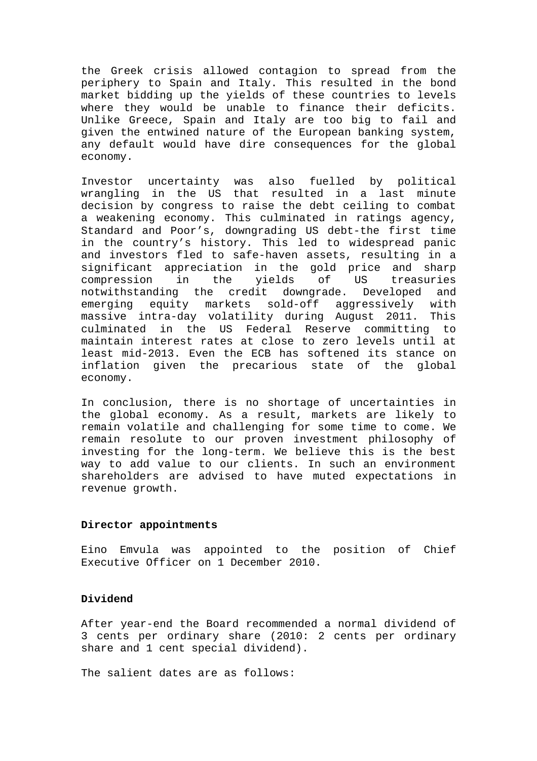the Greek crisis allowed contagion to spread from the periphery to Spain and Italy. This resulted in the bond market bidding up the yields of these countries to levels where they would be unable to finance their deficits. Unlike Greece, Spain and Italy are too big to fail and given the entwined nature of the European banking system, any default would have dire consequences for the global economy.

Investor uncertainty was also fuelled by political wrangling in the US that resulted in a last minute decision by congress to raise the debt ceiling to combat a weakening economy. This culminated in ratings agency, Standard and Poor's, downgrading US debt-the first time in the country's history. This led to widespread panic and investors fled to safe-haven assets, resulting in a significant appreciation in the gold price and sharp compression in the yields of US treasuries notwithstanding the credit downgrade. Developed and emerging equity markets sold-off aggressively with massive intra-day volatility during August 2011. This culminated in the US Federal Reserve committing to maintain interest rates at close to zero levels until at least mid-2013. Even the ECB has softened its stance on inflation given the precarious state of the global economy.

In conclusion, there is no shortage of uncertainties in the global economy. As a result, markets are likely to remain volatile and challenging for some time to come. We remain resolute to our proven investment philosophy of investing for the long-term. We believe this is the best way to add value to our clients. In such an environment shareholders are advised to have muted expectations in revenue growth.

**Director appointments**

Eino Emvula was appointed to the position of Chief Executive Officer on 1 December 2010.

**Dividend**

After year-end the Board recommended a normal dividend of 3 cents per ordinary share (2010: 2 cents per ordinary share and 1 cent special dividend).

The salient dates are as follows: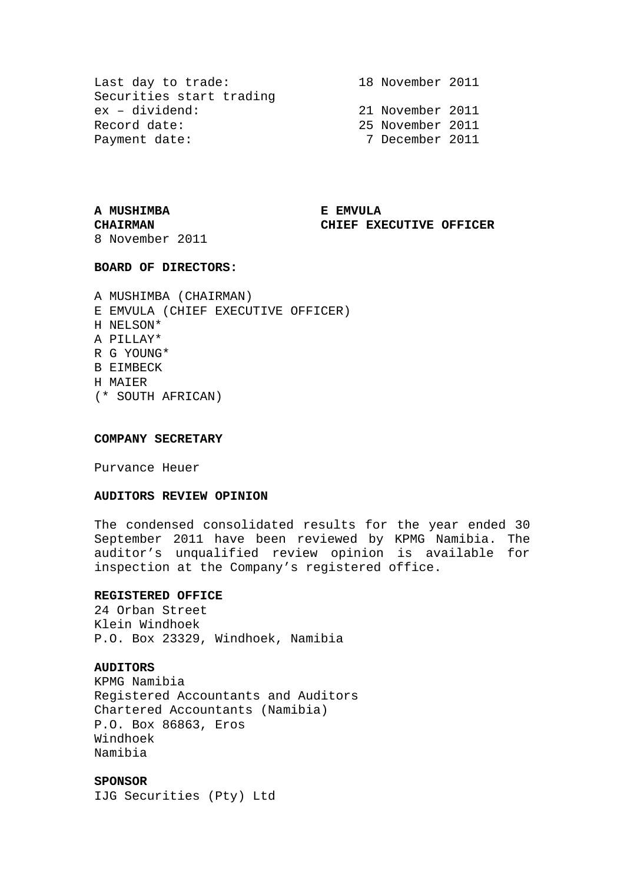| | |
|---|---|
| Last day to trade: | 18 November 2011 |
| Securities start trading ex – dividend: | 21 November 2011 |
| Record date: | 25 November 2011 |
| Payment date: | 7 December 2011 |

**A MUSHIMBA**
**CHAIRMAN**
8 November 2011

**E EMVULA**
**CHIEF EXECUTIVE OFFICER**

**BOARD OF DIRECTORS:**

A MUSHIMBA (CHAIRMAN)
E EMVULA (CHIEF EXECUTIVE OFFICER)
H NELSON*
A PILLAY*
R G YOUNG*
B EIMBECK
H MAIER
(* SOUTH AFRICAN)

**COMPANY SECRETARY**

Purvance Heuer

**AUDITORS REVIEW OPINION**

The condensed consolidated results for the year ended 30 September 2011 have been reviewed by KPMG Namibia. The auditor's unqualified review opinion is available for inspection at the Company's registered office.

**REGISTERED OFFICE**
24 Orban Street
Klein Windhoek
P.O. Box 23329, Windhoek, Namibia

**AUDITORS**
KPMG Namibia
Registered Accountants and Auditors
Chartered Accountants (Namibia)
P.O. Box 86863, Eros
Windhoek
Namibia

**SPONSOR**
IJG Securities (Pty) Ltd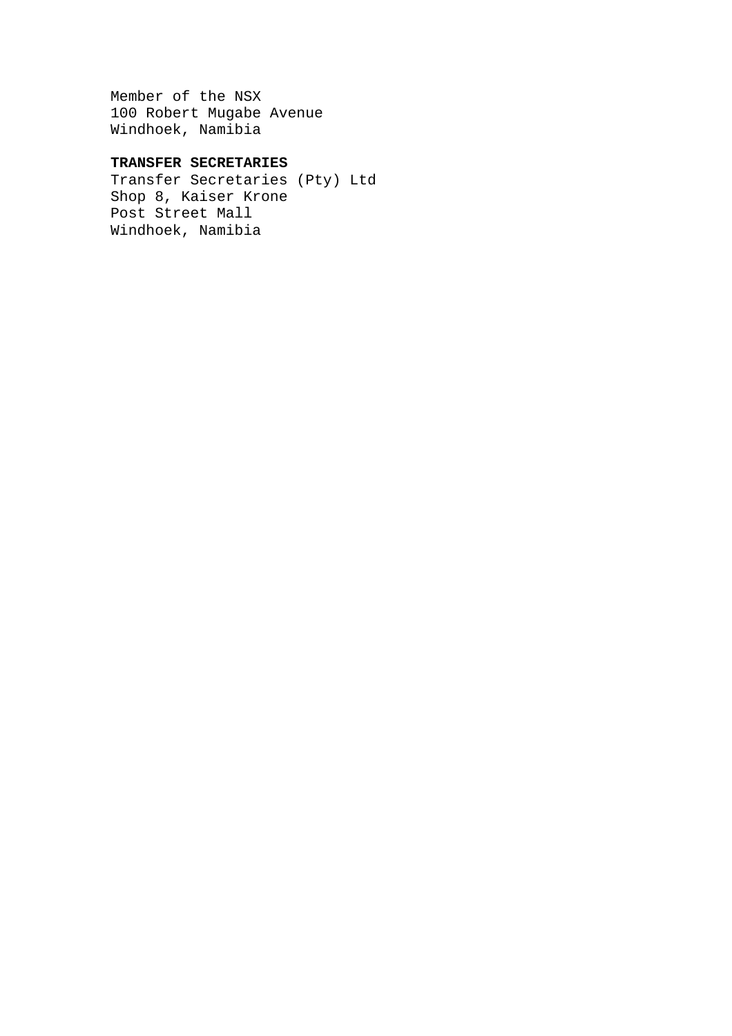Member of the NSX
100 Robert Mugabe Avenue
Windhoek, Namibia

**TRANSFER SECRETARIES**

Transfer Secretaries (Pty) Ltd
Shop 8, Kaiser Krone
Post Street Mall
Windhoek, Namibia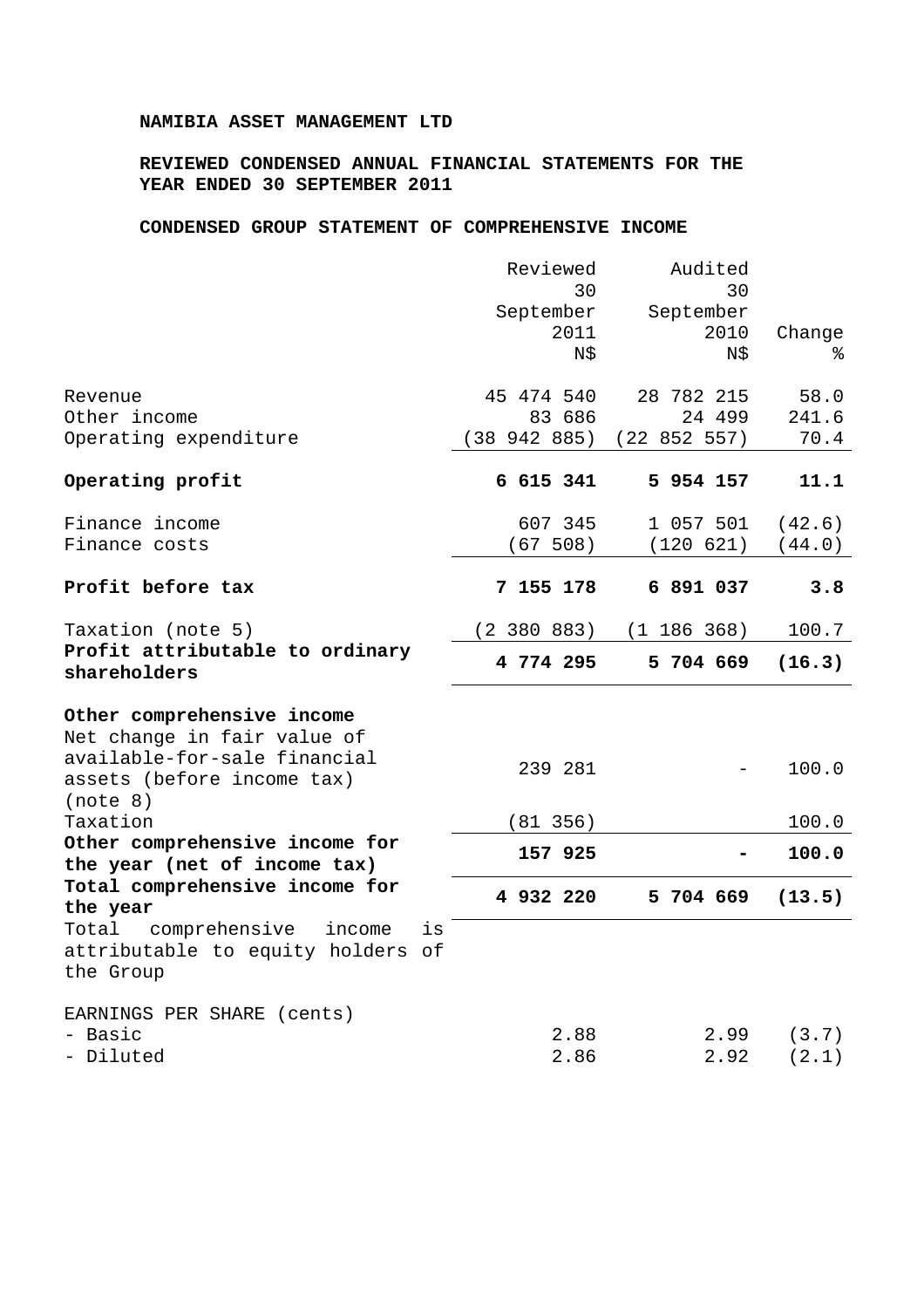**NAMIBIA ASSET MANAGEMENT LTD**

**REVIEWED CONDENSED ANNUAL FINANCIAL STATEMENTS FOR THE YEAR ENDED 30 SEPTEMBER 2011**

**CONDENSED GROUP STATEMENT OF COMPREHENSIVE INCOME**

| | Reviewed 30 September 2011 N$ | Audited 30 September 2010 N$ | Change % |
|---|---|---|---|
| Revenue | 45 474 540 | 28 782 215 | 58.0 |
| Other income | 83 686 | 24 499 | 241.6 |
| Operating expenditure | (38 942 885) | (22 852 557) | 70.4 |
| **Operating profit** | **6 615 341** | **5 954 157** | **11.1** |
| Finance income | 607 345 | 1 057 501 | (42.6) |
| Finance costs | (67 508) | (120 621) | (44.0) |
| **Profit before tax** | **7 155 178** | **6 891 037** | **3.8** |
| Taxation (note 5) | (2 380 883) | (1 186 368) | 100.7 |
| **Profit attributable to ordinary shareholders** | **4 774 295** | **5 704 669** | **(16.3)** |
| **Other comprehensive income** | | | |
| Net change in fair value of available-for-sale financial assets (before income tax) (note 8) | 239 281 | - | 100.0 |
| Taxation | (81 356) | | 100.0 |
| **Other comprehensive income for the year (net of income tax)** | **157 925** | **-** | **100.0** |
| **Total comprehensive income for the year** | **4 932 220** | **5 704 669** | **(13.5)** |
| Total comprehensive income is attributable to equity holders of the Group | | | |
| EARNINGS PER SHARE (cents) | | | |
| - Basic | 2.88 | 2.99 | (3.7) |
| - Diluted | 2.86 | 2.92 | (2.1) |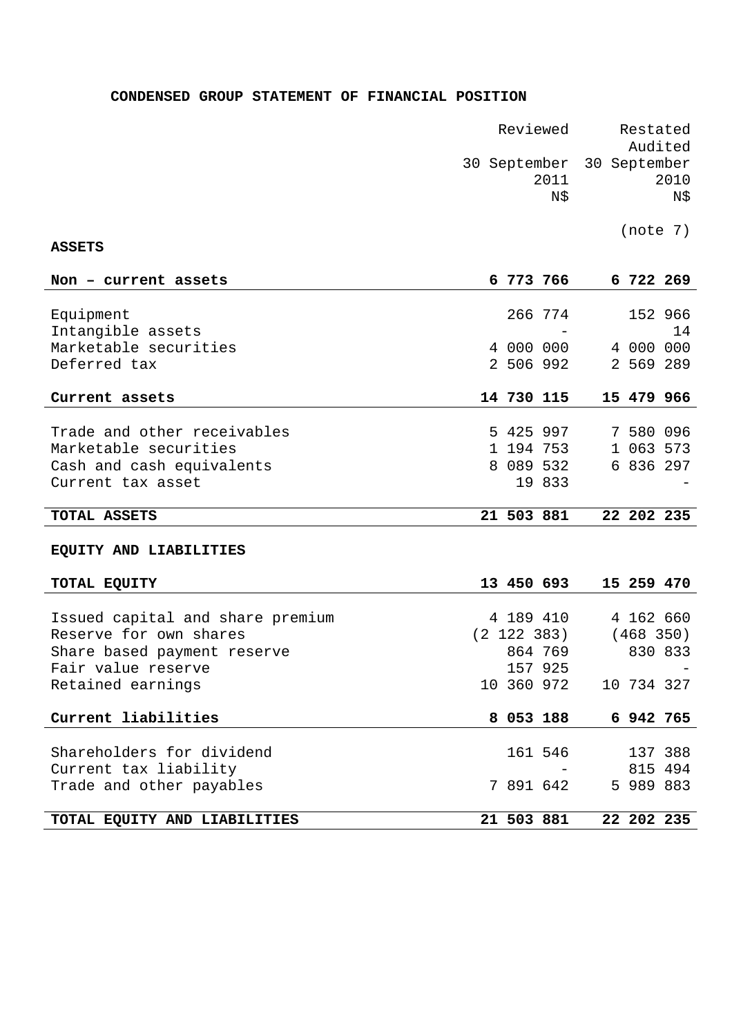## CONDENSED GROUP STATEMENT OF FINANCIAL POSITION

| | Reviewed 30 September 2011 N$ | Restated Audited 30 September 2010 N$ |
|---|---|---|
| | | (note 7) |
| **ASSETS** | | |
| **Non – current assets** | **6 773 766** | **6 722 269** |
| Equipment | 266 774 | 152 966 |
| Intangible assets | - | 14 |
| Marketable securities | 4 000 000 | 4 000 000 |
| Deferred tax | 2 506 992 | 2 569 289 |
| **Current assets** | **14 730 115** | **15 479 966** |
| Trade and other receivables | 5 425 997 | 7 580 096 |
| Marketable securities | 1 194 753 | 1 063 573 |
| Cash and cash equivalents | 8 089 532 | 6 836 297 |
| Current tax asset | 19 833 | - |
| **TOTAL ASSETS** | **21 503 881** | **22 202 235** |
| **EQUITY AND LIABILITIES** | | |
| **TOTAL EQUITY** | **13 450 693** | **15 259 470** |
| Issued capital and share premium | 4 189 410 | 4 162 660 |
| Reserve for own shares | (2 122 383) | (468 350) |
| Share based payment reserve | 864 769 | 830 833 |
| Fair value reserve | 157 925 | - |
| Retained earnings | 10 360 972 | 10 734 327 |
| **Current liabilities** | **8 053 188** | **6 942 765** |
| Shareholders for dividend | 161 546 | 137 388 |
| Current tax liability | - | 815 494 |
| Trade and other payables | 7 891 642 | 5 989 883 |
| **TOTAL EQUITY AND LIABILITIES** | **21 503 881** | **22 202 235** |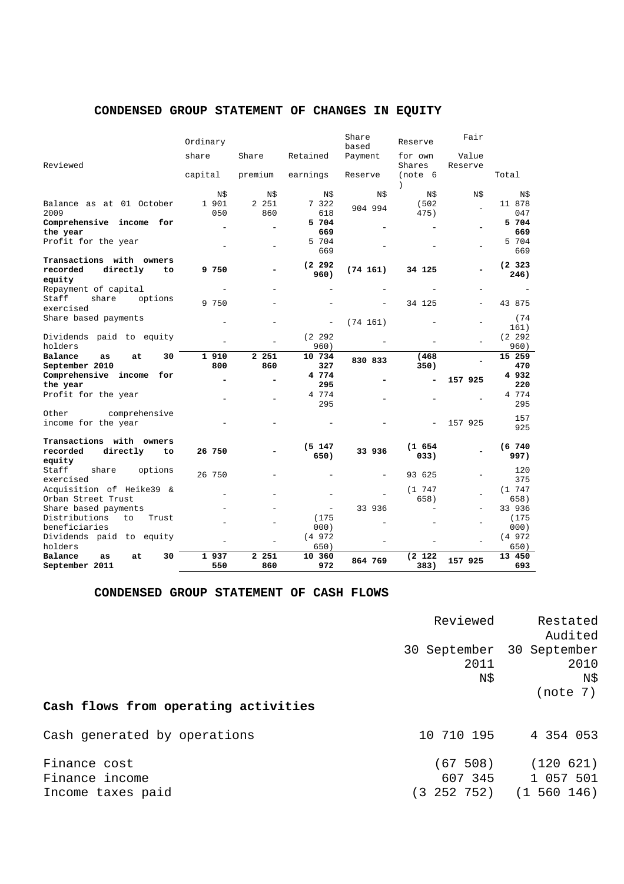## CONDENSED GROUP STATEMENT OF CHANGES IN EQUITY

| Reviewed | Ordinary share capital | Share premium | Retained earnings | Share based Payment Reserve | Reserve for own Shares (note 6) | Fair Value Reserve | Total |
|---|---|---|---|---|---|---|---|
| | N$ | N$ | N$ | N$ | N$ | N$ | N$ |
| Balance as at 01 October 2009 | 1 901 050 | 2 251 860 | 7 322 618 | 904 994 | (502 475) | - | 11 878 047 |
| **Comprehensive income for the year** | **-** | **-** | **5 704 669** | **-** | **-** | **-** | **5 704 669** |
| Profit for the year | - | - | 5 704 669 | - | - | - | 5 704 669 |
| **Transactions with owners recorded directly to equity** | **9 750** | **-** | **(2 292 960)** | **(74 161)** | **34 125** | **-** | **(2 323 246)** |
| Repayment of capital | - | - | - | - | - | - | - |
| Staff share options exercised | 9 750 | - | - | - | 34 125 | - | 43 875 |
| Share based payments | - | - | - | (74 161) | - | - | (74 161) |
| Dividends paid to equity holders | - | - | (2 292 960) | - | - | - | (2 292 960) |
| **Balance as at 30 September 2010** | **1 910 800** | **2 251 860** | **10 734 327** | **830 833** | **(468 350)** | - | **15 259 470** |
| **Comprehensive income for the year** | **-** | **-** | **4 774 295** | **-** | **-** | **157 925** | **4 932 220** |
| Profit for the year | - | - | 4 774 295 | - | - | - | 4 774 295 |
| Other comprehensive income for the year | - | - | - | - | - | 157 925 | 157 925 |
| **Transactions with owners recorded directly to equity** | **26 750** | **-** | **(5 147 650)** | **33 936** | **(1 654 033)** | **-** | **(6 740 997)** |
| Staff share options exercised | 26 750 | - | - | - | 93 625 | - | 120 375 |
| Acquisition of Heike39 & Orban Street Trust | - | - | - | - | (1 747 658) | - | (1 747 658) |
| Share based payments | - | - | - | 33 936 | - | - | 33 936 |
| Distributions to Trust beneficiaries | - | - | (175 000) | - | - | - | (175 000) |
| Dividends paid to equity holders | - | - | (4 972 650) | - | - | - | (4 972 650) |
| **Balance as at 30 September 2011** | **1 937 550** | **2 251 860** | **10 360 972** | **864 769** | **(2 122 383)** | **157 925** | **13 450 693** |

## CONDENSED GROUP STATEMENT OF CASH FLOWS

| | Reviewed 30 September 2011 N$ | Restated Audited 30 September 2010 N$ (note 7) |
|---|---|---|
| **Cash flows from operating activities** | | |
| Cash generated by operations | 10 710 195 | 4 354 053 |
| Finance cost | (67 508) | (120 621) |
| Finance income | 607 345 | 1 057 501 |
| Income taxes paid | (3 252 752) | (1 560 146) |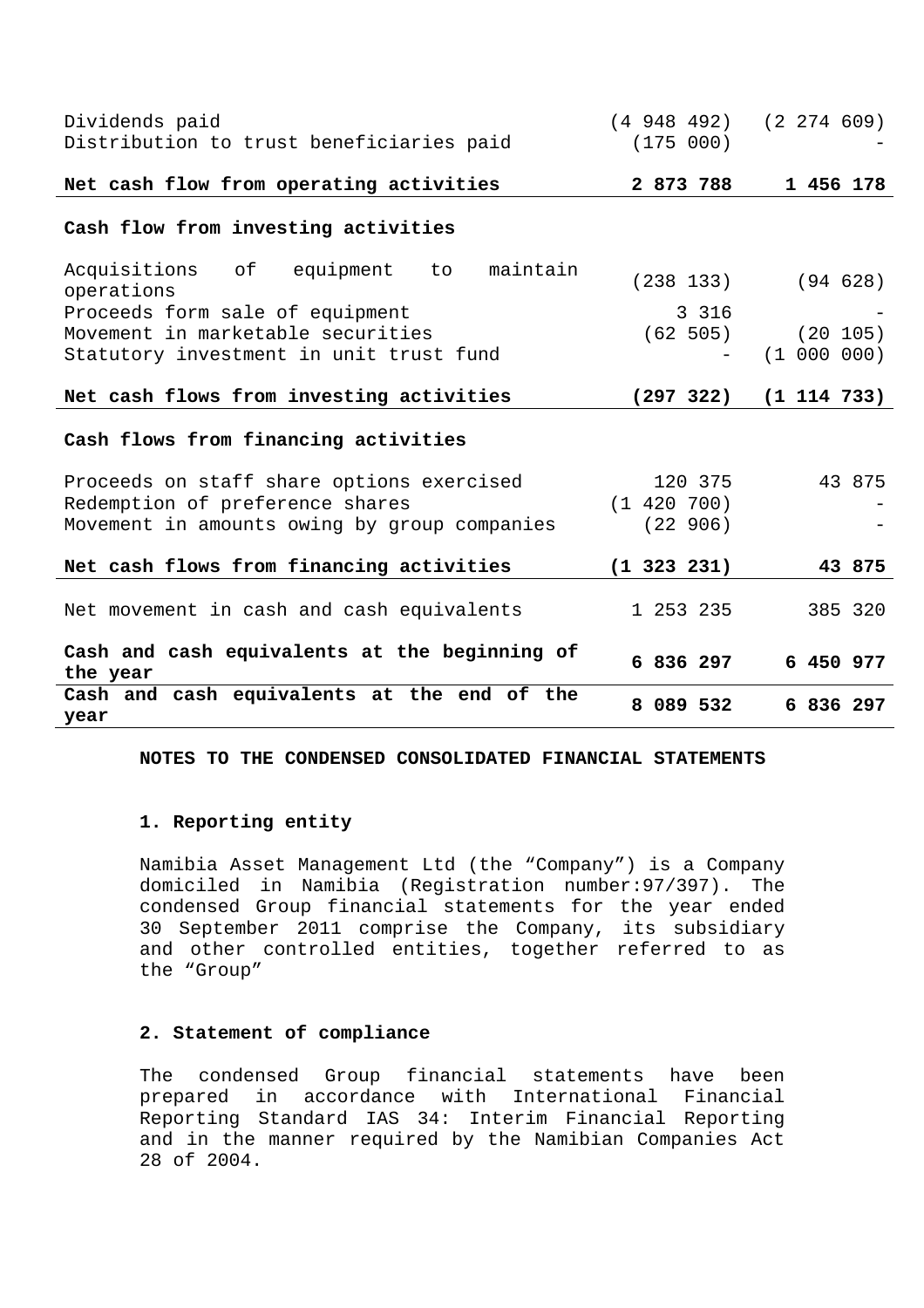| | | |
|---|---|---|
| Dividends paid | (4 948 492) | (2 274 609) |
| Distribution to trust beneficiaries paid | (175 000) | - |
| **Net cash flow from operating activities** | **2 873 788** | **1 456 178** |
| **Cash flow from investing activities** | | |
| Acquisitions of equipment to maintain operations | (238 133) | (94 628) |
| Proceeds form sale of equipment | 3 316 | - |
| Movement in marketable securities | (62 505) | (20 105) |
| Statutory investment in unit trust fund | - | (1 000 000) |
| **Net cash flows from investing activities** | **(297 322)** | **(1 114 733)** |
| **Cash flows from financing activities** | | |
| Proceeds on staff share options exercised | 120 375 | 43 875 |
| Redemption of preference shares | (1 420 700) | - |
| Movement in amounts owing by group companies | (22 906) | - |
| **Net cash flows from financing activities** | **(1 323 231)** | **43 875** |
| Net movement in cash and cash equivalents | 1 253 235 | 385 320 |
| **Cash and cash equivalents at the beginning of the year** | **6 836 297** | **6 450 977** |
| **Cash and cash equivalents at the end of the year** | **8 089 532** | **6 836 297** |

## NOTES TO THE CONDENSED CONSOLIDATED FINANCIAL STATEMENTS

### 1. Reporting entity

Namibia Asset Management Ltd (the "Company") is a Company domiciled in Namibia (Registration number:97/397). The condensed Group financial statements for the year ended 30 September 2011 comprise the Company, its subsidiary and other controlled entities, together referred to as the "Group"

### 2. Statement of compliance

The condensed Group financial statements have been prepared in accordance with International Financial Reporting Standard IAS 34: Interim Financial Reporting and in the manner required by the Namibian Companies Act 28 of 2004.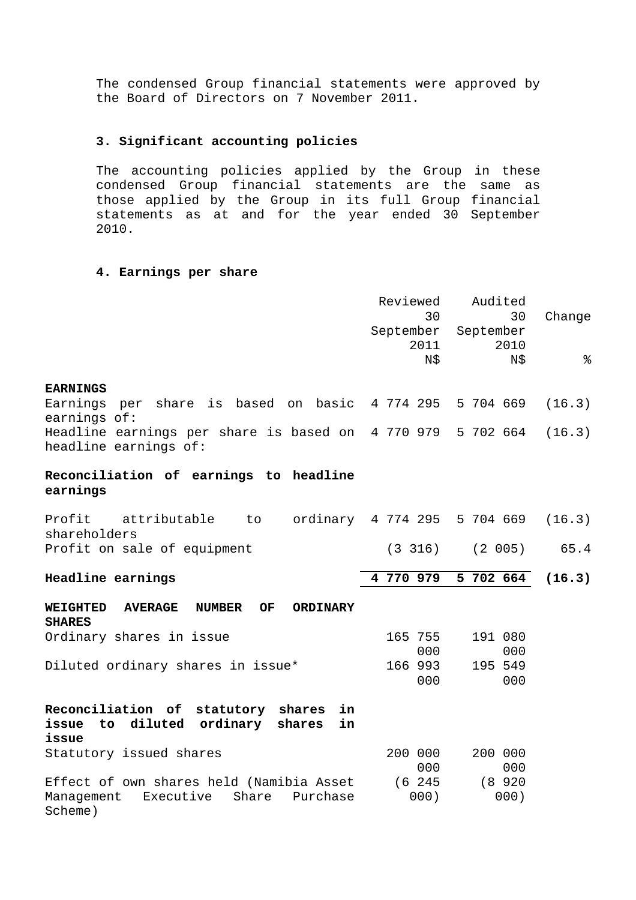The condensed Group financial statements were approved by the Board of Directors on 7 November 2011.

### 3. Significant accounting policies

The accounting policies applied by the Group in these condensed Group financial statements are the same as those applied by the Group in its full Group financial statements as at and for the year ended 30 September 2010.

### 4. Earnings per share

| | Reviewed 30 September 2011 N$ | Audited 30 September 2010 N$ | Change % |
|---|---|---|---|
| **EARNINGS** | | | |
| Earnings per share is based on basic earnings of: | 4 774 295 | 5 704 669 | (16.3) |
| Headline earnings per share is based on headline earnings of: | 4 770 979 | 5 702 664 | (16.3) |
| **Reconciliation of earnings to headline earnings** | | | |
| Profit attributable to ordinary shareholders | 4 774 295 | 5 704 669 | (16.3) |
| Profit on sale of equipment | (3 316) | (2 005) | 65.4 |
| **Headline earnings** | **4 770 979** | **5 702 664** | **(16.3)** |
| **WEIGHTED AVERAGE NUMBER OF ORDINARY SHARES** | | | |
| Ordinary shares in issue | 165 755 000 | 191 080 000 | |
| Diluted ordinary shares in issue* | 166 993 000 | 195 549 000 | |
| **Reconciliation of statutory shares in issue to diluted ordinary shares in issue** | | | |
| Statutory issued shares | 200 000 000 | 200 000 000 | |
| Effect of own shares held (Namibia Asset Management Executive Share Purchase Scheme) | (6 245 000) | (8 920 000) | |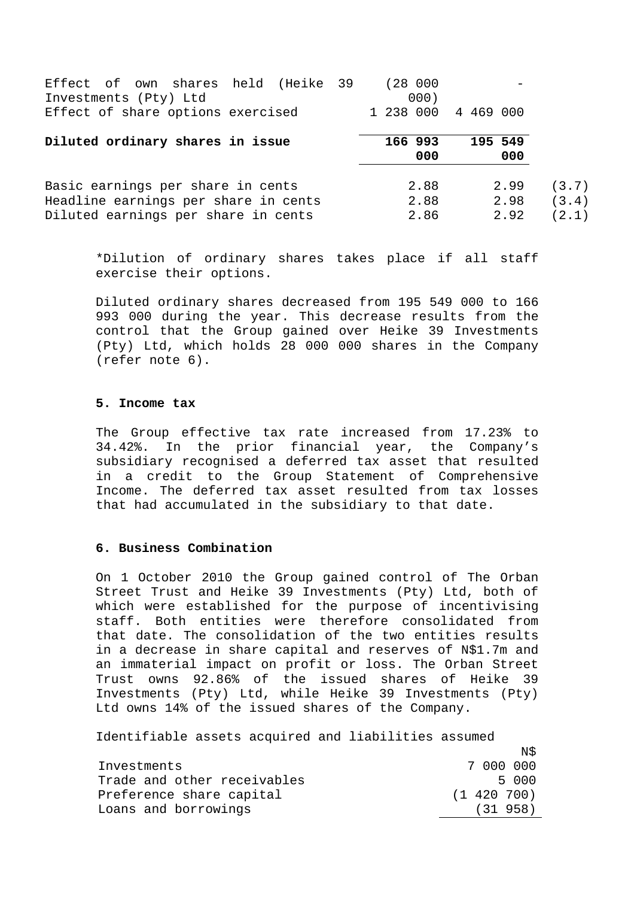| | | | |
|---|---|---|---|
| Effect of own shares held (Heike 39 Investments (Pty) Ltd | (28 000 000) | - | |
| Effect of share options exercised | 1 238 000 | 4 469 000 | |
| **Diluted ordinary shares in issue** | **166 993 000** | **195 549 000** | |
| Basic earnings per share in cents | 2.88 | 2.99 | (3.7) |
| Headline earnings per share in cents | 2.88 | 2.98 | (3.4) |
| Diluted earnings per share in cents | 2.86 | 2.92 | (2.1) |

*Dilution of ordinary shares takes place if all staff exercise their options.

Diluted ordinary shares decreased from 195 549 000 to 166 993 000 during the year. This decrease results from the control that the Group gained over Heike 39 Investments (Pty) Ltd, which holds 28 000 000 shares in the Company (refer note 6).

### 5. Income tax

The Group effective tax rate increased from 17.23% to 34.42%. In the prior financial year, the Company's subsidiary recognised a deferred tax asset that resulted in a credit to the Group Statement of Comprehensive Income. The deferred tax asset resulted from tax losses that had accumulated in the subsidiary to that date.

### 6. Business Combination

On 1 October 2010 the Group gained control of The Orban Street Trust and Heike 39 Investments (Pty) Ltd, both of which were established for the purpose of incentivising staff. Both entities were therefore consolidated from that date. The consolidation of the two entities results in a decrease in share capital and reserves of N$1.7m and an immaterial impact on profit or loss. The Orban Street Trust owns 92.86% of the issued shares of Heike 39 Investments (Pty) Ltd, while Heike 39 Investments (Pty) Ltd owns 14% of the issued shares of the Company.

Identifiable assets acquired and liabilities assumed

| | N$ |
|---|---|
| Investments | 7 000 000 |
| Trade and other receivables | 5 000 |
| Preference share capital | (1 420 700) |
| Loans and borrowings | (31 958) |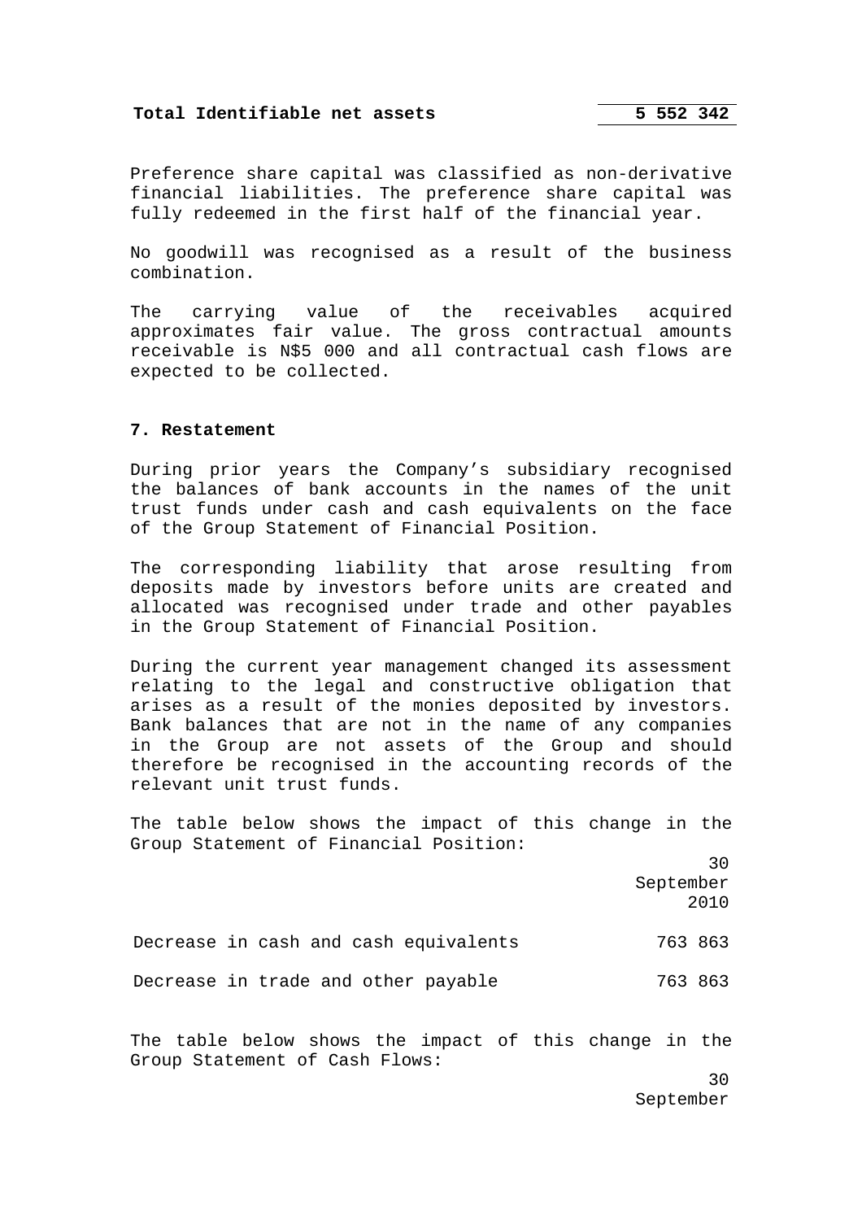| | |
|---|---|
| **Total Identifiable net assets** | **5 552 342** |

Preference share capital was classified as non-derivative financial liabilities. The preference share capital was fully redeemed in the first half of the financial year.

No goodwill was recognised as a result of the business combination.

The carrying value of the receivables acquired approximates fair value. The gross contractual amounts receivable is N$5 000 and all contractual cash flows are expected to be collected.

### 7. Restatement

During prior years the Company's subsidiary recognised the balances of bank accounts in the names of the unit trust funds under cash and cash equivalents on the face of the Group Statement of Financial Position.

The corresponding liability that arose resulting from deposits made by investors before units are created and allocated was recognised under trade and other payables in the Group Statement of Financial Position.

During the current year management changed its assessment relating to the legal and constructive obligation that arises as a result of the monies deposited by investors. Bank balances that are not in the name of any companies in the Group are not assets of the Group and should therefore be recognised in the accounting records of the relevant unit trust funds.

The table below shows the impact of this change in the Group Statement of Financial Position:

| | 30 September 2010 |
|---|---|
| Decrease in cash and cash equivalents | 763 863 |
| Decrease in trade and other payable | 763 863 |

The table below shows the impact of this change in the Group Statement of Cash Flows:

| | 30 September |
|---|---|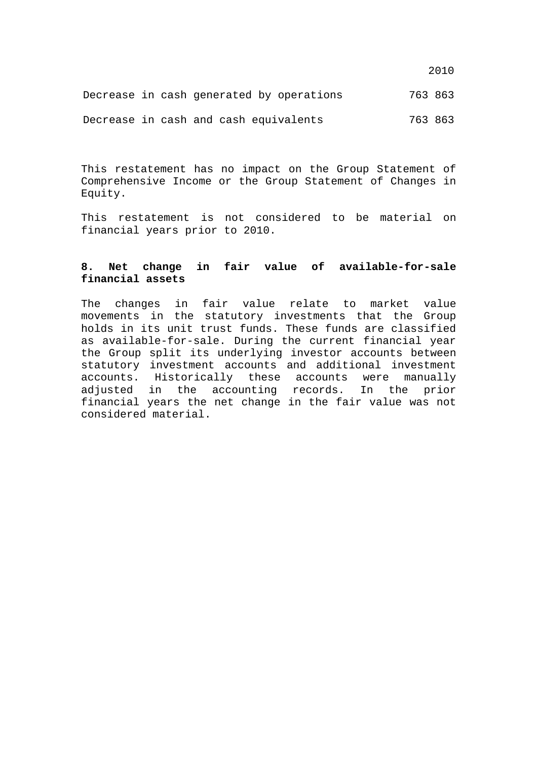| | 2010 |
|---|---|
| Decrease in cash generated by operations | 763 863 |
| Decrease in cash and cash equivalents | 763 863 |

This restatement has no impact on the Group Statement of Comprehensive Income or the Group Statement of Changes in Equity.

This restatement is not considered to be material on financial years prior to 2010.

**8. Net change in fair value of available-for-sale financial assets**

The changes in fair value relate to market value movements in the statutory investments that the Group holds in its unit trust funds. These funds are classified as available-for-sale. During the current financial year the Group split its underlying investor accounts between statutory investment accounts and additional investment accounts. Historically these accounts were manually adjusted in the accounting records. In the prior financial years the net change in the fair value was not considered material.